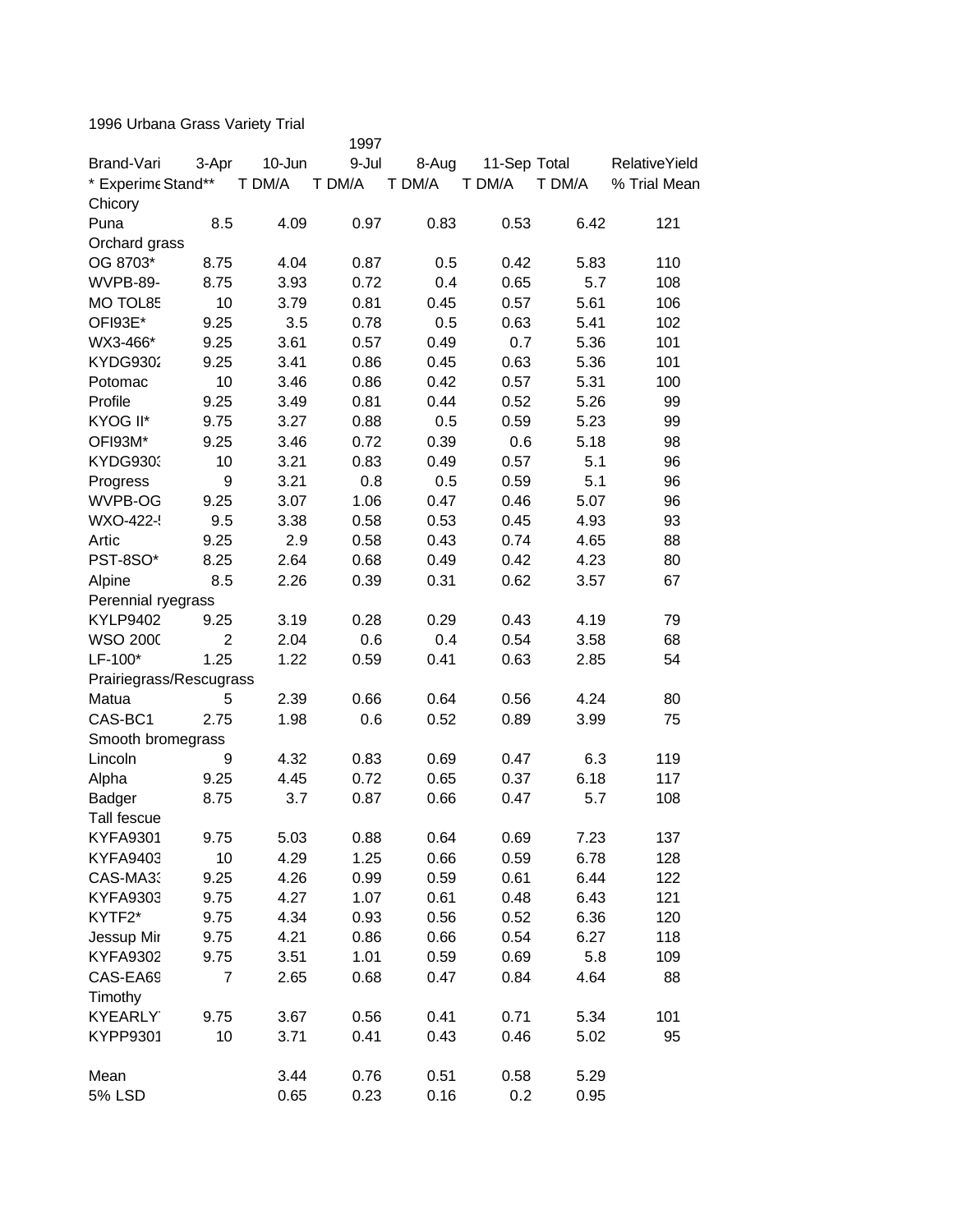1996 Urbana Grass Variety Trial

| Brand-Vari | 3-Apr | 10-Jun | 1997<br>9-Jul | 8-Aug | 11-Sep | Total | RelativeYield |
|---|---|---|---|---|---|---|---|
| * Experime | Stand** | T DM/A | T DM/A | T DM/A | T DM/A | T DM/A | % Trial Mean |
| Chicory | | | | | | | |
| Puna | 8.5 | 4.09 | 0.97 | 0.83 | 0.53 | 6.42 | 121 |
| Orchard grass | | | | | | | |
| OG 8703* | 8.75 | 4.04 | 0.87 | 0.5 | 0.42 | 5.83 | 110 |
| WVPB-89- | 8.75 | 3.93 | 0.72 | 0.4 | 0.65 | 5.7 | 108 |
| MO TOL85 | 10 | 3.79 | 0.81 | 0.45 | 0.57 | 5.61 | 106 |
| OFI93E* | 9.25 | 3.5 | 0.78 | 0.5 | 0.63 | 5.41 | 102 |
| WX3-466* | 9.25 | 3.61 | 0.57 | 0.49 | 0.7 | 5.36 | 101 |
| KYDG9302 | 9.25 | 3.41 | 0.86 | 0.45 | 0.63 | 5.36 | 101 |
| Potomac | 10 | 3.46 | 0.86 | 0.42 | 0.57 | 5.31 | 100 |
| Profile | 9.25 | 3.49 | 0.81 | 0.44 | 0.52 | 5.26 | 99 |
| KYOG II* | 9.75 | 3.27 | 0.88 | 0.5 | 0.59 | 5.23 | 99 |
| OFI93M* | 9.25 | 3.46 | 0.72 | 0.39 | 0.6 | 5.18 | 98 |
| KYDG9303 | 10 | 3.21 | 0.83 | 0.49 | 0.57 | 5.1 | 96 |
| Progress | 9 | 3.21 | 0.8 | 0.5 | 0.59 | 5.1 | 96 |
| WVPB-OG | 9.25 | 3.07 | 1.06 | 0.47 | 0.46 | 5.07 | 96 |
| WXO-422-! | 9.5 | 3.38 | 0.58 | 0.53 | 0.45 | 4.93 | 93 |
| Artic | 9.25 | 2.9 | 0.58 | 0.43 | 0.74 | 4.65 | 88 |
| PST-8SO* | 8.25 | 2.64 | 0.68 | 0.49 | 0.42 | 4.23 | 80 |
| Alpine | 8.5 | 2.26 | 0.39 | 0.31 | 0.62 | 3.57 | 67 |
| Perennial ryegrass | | | | | | | |
| KYLP9402 | 9.25 | 3.19 | 0.28 | 0.29 | 0.43 | 4.19 | 79 |
| WSO 2000 | 2 | 2.04 | 0.6 | 0.4 | 0.54 | 3.58 | 68 |
| LF-100* | 1.25 | 1.22 | 0.59 | 0.41 | 0.63 | 2.85 | 54 |
| Prairiegrass/Rescugrass | | | | | | | |
| Matua | 5 | 2.39 | 0.66 | 0.64 | 0.56 | 4.24 | 80 |
| CAS-BC1 | 2.75 | 1.98 | 0.6 | 0.52 | 0.89 | 3.99 | 75 |
| Smooth bromegrass | | | | | | | |
| Lincoln | 9 | 4.32 | 0.83 | 0.69 | 0.47 | 6.3 | 119 |
| Alpha | 9.25 | 4.45 | 0.72 | 0.65 | 0.37 | 6.18 | 117 |
| Badger | 8.75 | 3.7 | 0.87 | 0.66 | 0.47 | 5.7 | 108 |
| Tall fescue | | | | | | | |
| KYFA9301 | 9.75 | 5.03 | 0.88 | 0.64 | 0.69 | 7.23 | 137 |
| KYFA9403 | 10 | 4.29 | 1.25 | 0.66 | 0.59 | 6.78 | 128 |
| CAS-MA33 | 9.25 | 4.26 | 0.99 | 0.59 | 0.61 | 6.44 | 122 |
| KYFA9303 | 9.75 | 4.27 | 1.07 | 0.61 | 0.48 | 6.43 | 121 |
| KYTF2* | 9.75 | 4.34 | 0.93 | 0.56 | 0.52 | 6.36 | 120 |
| Jessup Mir | 9.75 | 4.21 | 0.86 | 0.66 | 0.54 | 6.27 | 118 |
| KYFA9302 | 9.75 | 3.51 | 1.01 | 0.59 | 0.69 | 5.8 | 109 |
| CAS-EA69 | 7 | 2.65 | 0.68 | 0.47 | 0.84 | 4.64 | 88 |
| Timothy | | | | | | | |
| KYEARLY | 9.75 | 3.67 | 0.56 | 0.41 | 0.71 | 5.34 | 101 |
| KYPP9301 | 10 | 3.71 | 0.41 | 0.43 | 0.46 | 5.02 | 95 |
| | | | | | | | |
| Mean | | 3.44 | 0.76 | 0.51 | 0.58 | 5.29 | |
| 5% LSD | | 0.65 | 0.23 | 0.16 | 0.2 | 0.95 | |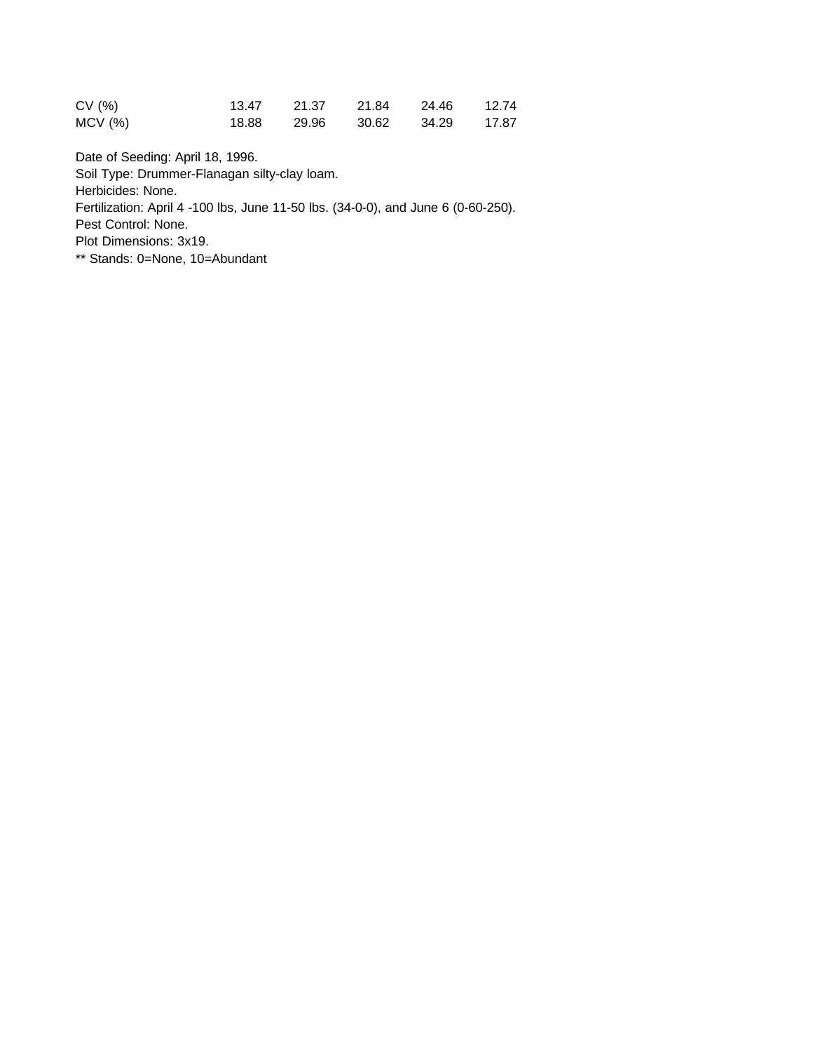| | | | | | |
|---|---|---|---|---|---|
| CV (%) | 13.47 | 21.37 | 21.84 | 24.46 | 12.74 |
| MCV (%) | 18.88 | 29.96 | 30.62 | 34.29 | 17.87 |

Date of Seeding: April 18, 1996.
Soil Type: Drummer-Flanagan silty-clay loam.
Herbicides: None.
Fertilization: April 4 -100 lbs, June 11-50 lbs. (34-0-0), and June 6 (0-60-250).
Pest Control: None.
Plot Dimensions: 3x19.
** Stands: 0=None, 10=Abundant